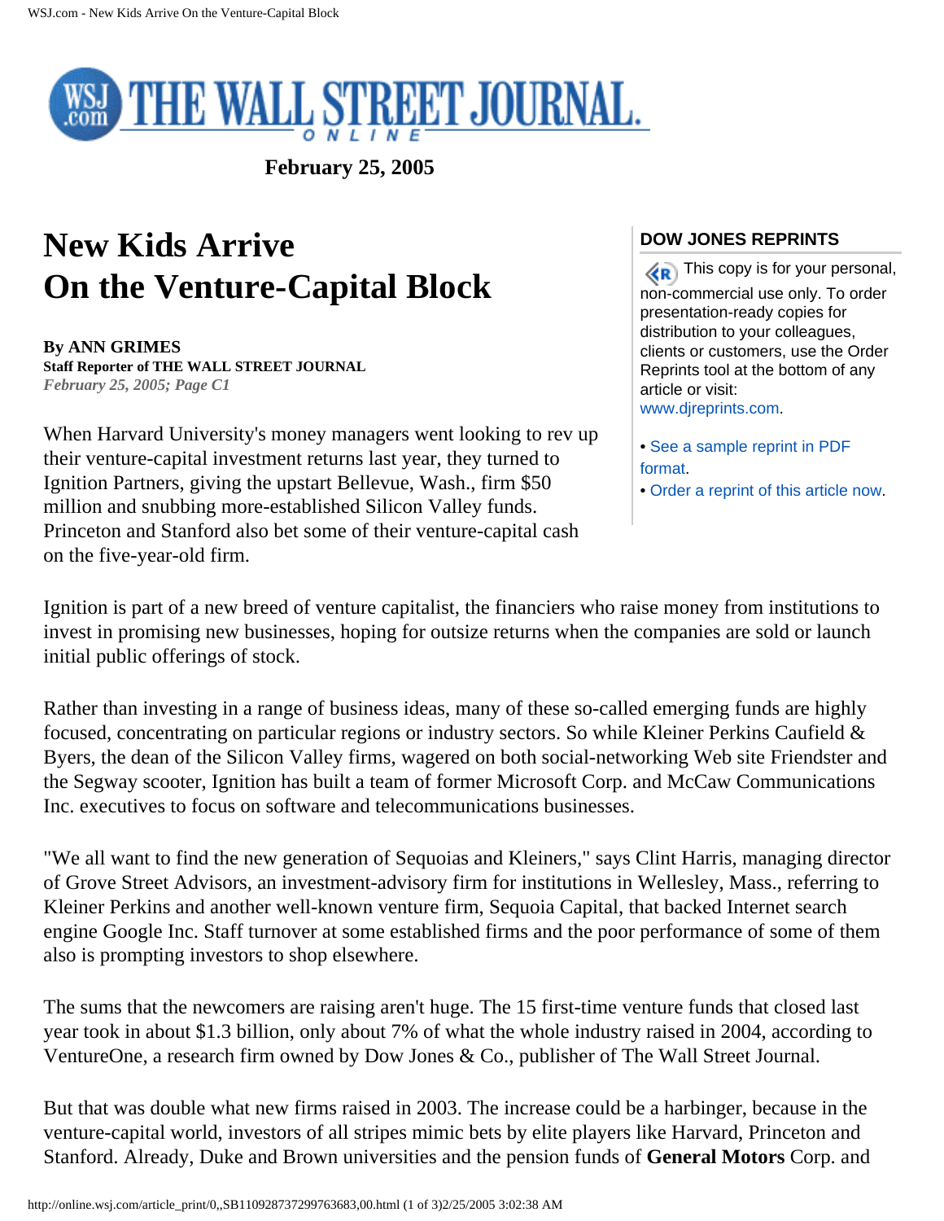February 25, 2005

# New Kids Arrive On the Venture-Capital Block

**By ANN GRIMES**
**Staff Reporter of THE WALL STREET JOURNAL**
*February 25, 2005; Page C1*

When Harvard University's money managers went looking to rev up their venture-capital investment returns last year, they turned to Ignition Partners, giving the upstart Bellevue, Wash., firm $50 million and snubbing more-established Silicon Valley funds. Princeton and Stanford also bet some of their venture-capital cash on the five-year-old firm.

Ignition is part of a new breed of venture capitalist, the financiers who raise money from institutions to invest in promising new businesses, hoping for outsize returns when the companies are sold or launch initial public offerings of stock.

Rather than investing in a range of business ideas, many of these so-called emerging funds are highly focused, concentrating on particular regions or industry sectors. So while Kleiner Perkins Caufield & Byers, the dean of the Silicon Valley firms, wagered on both social-networking Web site Friendster and the Segway scooter, Ignition has built a team of former Microsoft Corp. and McCaw Communications Inc. executives to focus on software and telecommunications businesses.

"We all want to find the new generation of Sequoias and Kleiners," says Clint Harris, managing director of Grove Street Advisors, an investment-advisory firm for institutions in Wellesley, Mass., referring to Kleiner Perkins and another well-known venture firm, Sequoia Capital, that backed Internet search engine Google Inc. Staff turnover at some established firms and the poor performance of some of them also is prompting investors to shop elsewhere.

The sums that the newcomers are raising aren't huge. The 15 first-time venture funds that closed last year took in about $1.3 billion, only about 7% of what the whole industry raised in 2004, according to VentureOne, a research firm owned by Dow Jones & Co., publisher of The Wall Street Journal.

But that was double what new firms raised in 2003. The increase could be a harbinger, because in the venture-capital world, investors of all stripes mimic bets by elite players like Harvard, Princeton and Stanford. Already, Duke and Brown universities and the pension funds of **General Motors** Corp. and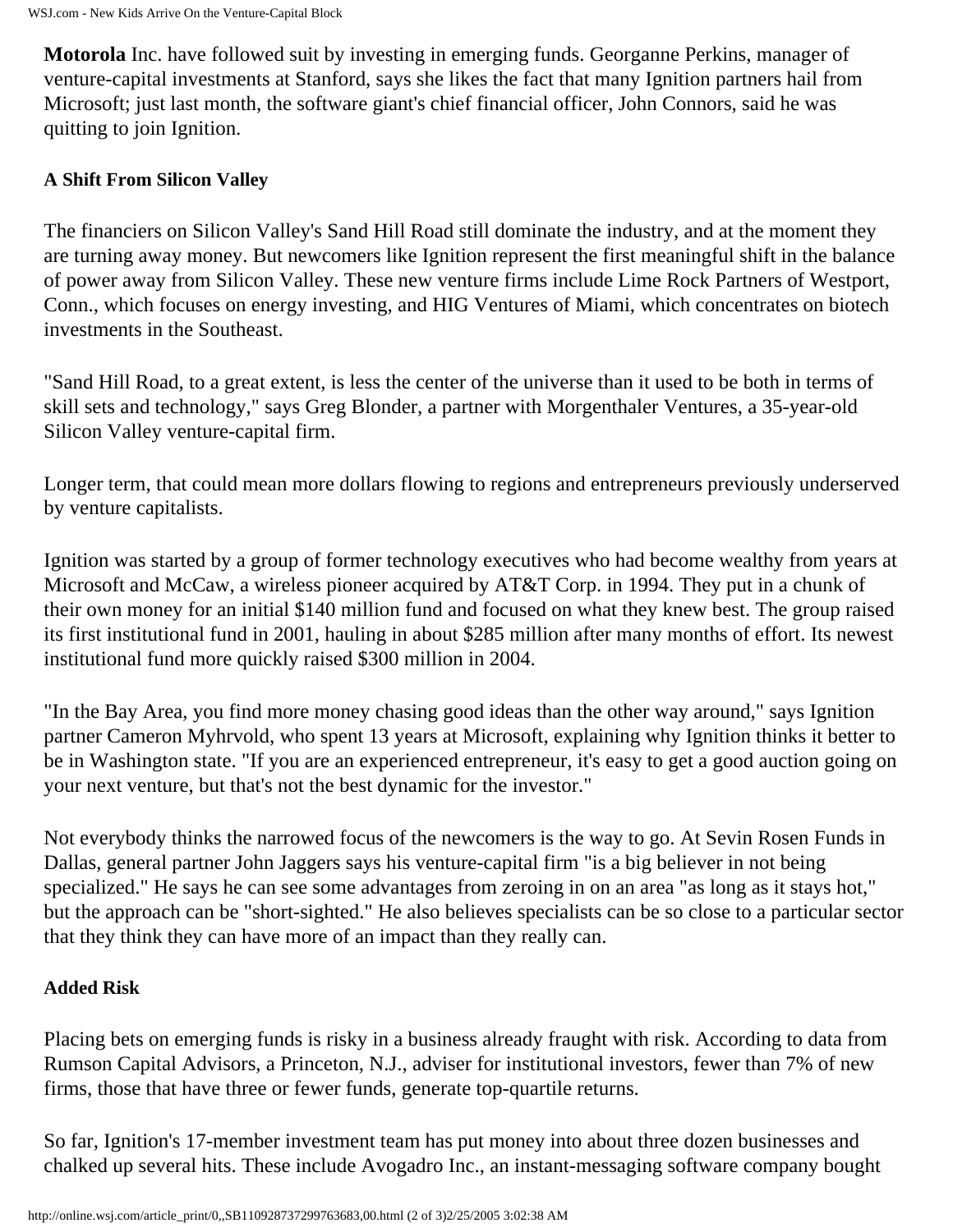**Motorola** Inc. have followed suit by investing in emerging funds. Georganne Perkins, manager of venture-capital investments at Stanford, says she likes the fact that many Ignition partners hail from Microsoft; just last month, the software giant's chief financial officer, John Connors, said he was quitting to join Ignition.

### A Shift From Silicon Valley

The financiers on Silicon Valley's Sand Hill Road still dominate the industry, and at the moment they are turning away money. But newcomers like Ignition represent the first meaningful shift in the balance of power away from Silicon Valley. These new venture firms include Lime Rock Partners of Westport, Conn., which focuses on energy investing, and HIG Ventures of Miami, which concentrates on biotech investments in the Southeast.

"Sand Hill Road, to a great extent, is less the center of the universe than it used to be both in terms of skill sets and technology," says Greg Blonder, a partner with Morgenthaler Ventures, a 35-year-old Silicon Valley venture-capital firm.

Longer term, that could mean more dollars flowing to regions and entrepreneurs previously underserved by venture capitalists.

Ignition was started by a group of former technology executives who had become wealthy from years at Microsoft and McCaw, a wireless pioneer acquired by AT&T Corp. in 1994. They put in a chunk of their own money for an initial $140 million fund and focused on what they knew best. The group raised its first institutional fund in 2001, hauling in about $285 million after many months of effort. Its newest institutional fund more quickly raised $300 million in 2004.

"In the Bay Area, you find more money chasing good ideas than the other way around," says Ignition partner Cameron Myhrvold, who spent 13 years at Microsoft, explaining why Ignition thinks it better to be in Washington state. "If you are an experienced entrepreneur, it's easy to get a good auction going on your next venture, but that's not the best dynamic for the investor."

Not everybody thinks the narrowed focus of the newcomers is the way to go. At Sevin Rosen Funds in Dallas, general partner John Jaggers says his venture-capital firm "is a big believer in not being specialized." He says he can see some advantages from zeroing in on an area "as long as it stays hot," but the approach can be "short-sighted." He also believes specialists can be so close to a particular sector that they think they can have more of an impact than they really can.

### Added Risk

Placing bets on emerging funds is risky in a business already fraught with risk. According to data from Rumson Capital Advisors, a Princeton, N.J., adviser for institutional investors, fewer than 7% of new firms, those that have three or fewer funds, generate top-quartile returns.

So far, Ignition's 17-member investment team has put money into about three dozen businesses and chalked up several hits. These include Avogadro Inc., an instant-messaging software company bought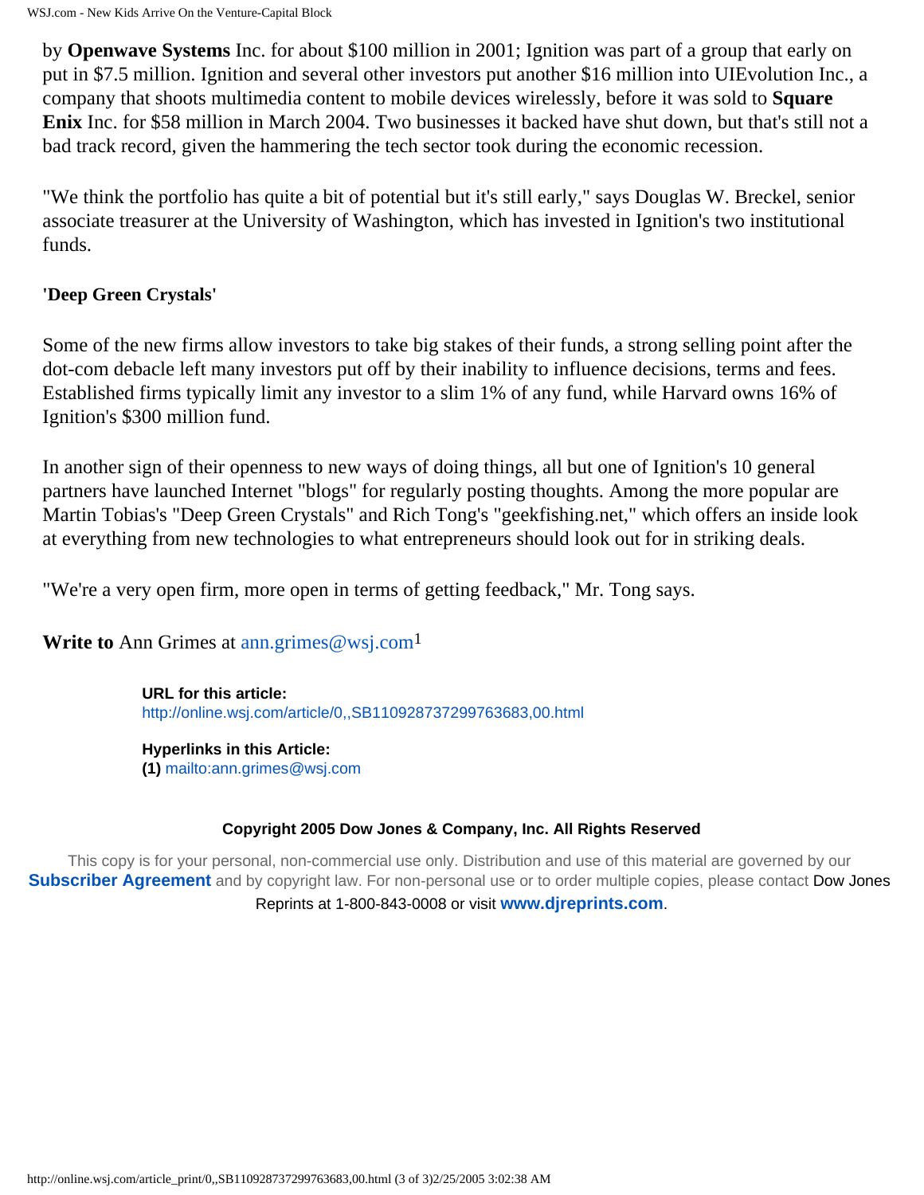by **Openwave Systems** Inc. for about $100 million in 2001; Ignition was part of a group that early on put in $7.5 million. Ignition and several other investors put another $16 million into UIEvolution Inc., a company that shoots multimedia content to mobile devices wirelessly, before it was sold to **Square Enix** Inc. for $58 million in March 2004. Two businesses it backed have shut down, but that's still not a bad track record, given the hammering the tech sector took during the economic recession.

"We think the portfolio has quite a bit of potential but it's still early," says Douglas W. Breckel, senior associate treasurer at the University of Washington, which has invested in Ignition's two institutional funds.

**'Deep Green Crystals'**

Some of the new firms allow investors to take big stakes of their funds, a strong selling point after the dot-com debacle left many investors put off by their inability to influence decisions, terms and fees. Established firms typically limit any investor to a slim 1% of any fund, while Harvard owns 16% of Ignition's $300 million fund.

In another sign of their openness to new ways of doing things, all but one of Ignition's 10 general partners have launched Internet "blogs" for regularly posting thoughts. Among the more popular are Martin Tobias's "Deep Green Crystals" and Rich Tong's "geekfishing.net," which offers an inside look at everything from new technologies to what entrepreneurs should look out for in striking deals.

"We're a very open firm, more open in terms of getting feedback," Mr. Tong says.

**Write to** Ann Grimes at ann.grimes@wsj.com[1]

**URL for this article:**
http://online.wsj.com/article/0,,SB110928737299763683,00.html

**Hyperlinks in this Article:**
**(1)** mailto:ann.grimes@wsj.com

**Copyright 2005 Dow Jones & Company, Inc. All Rights Reserved**

This copy is for your personal, non-commercial use only. Distribution and use of this material are governed by our **Subscriber Agreement** and by copyright law. For non-personal use or to order multiple copies, please contact Dow Jones Reprints at 1-800-843-0008 or visit **www.djreprints.com**.